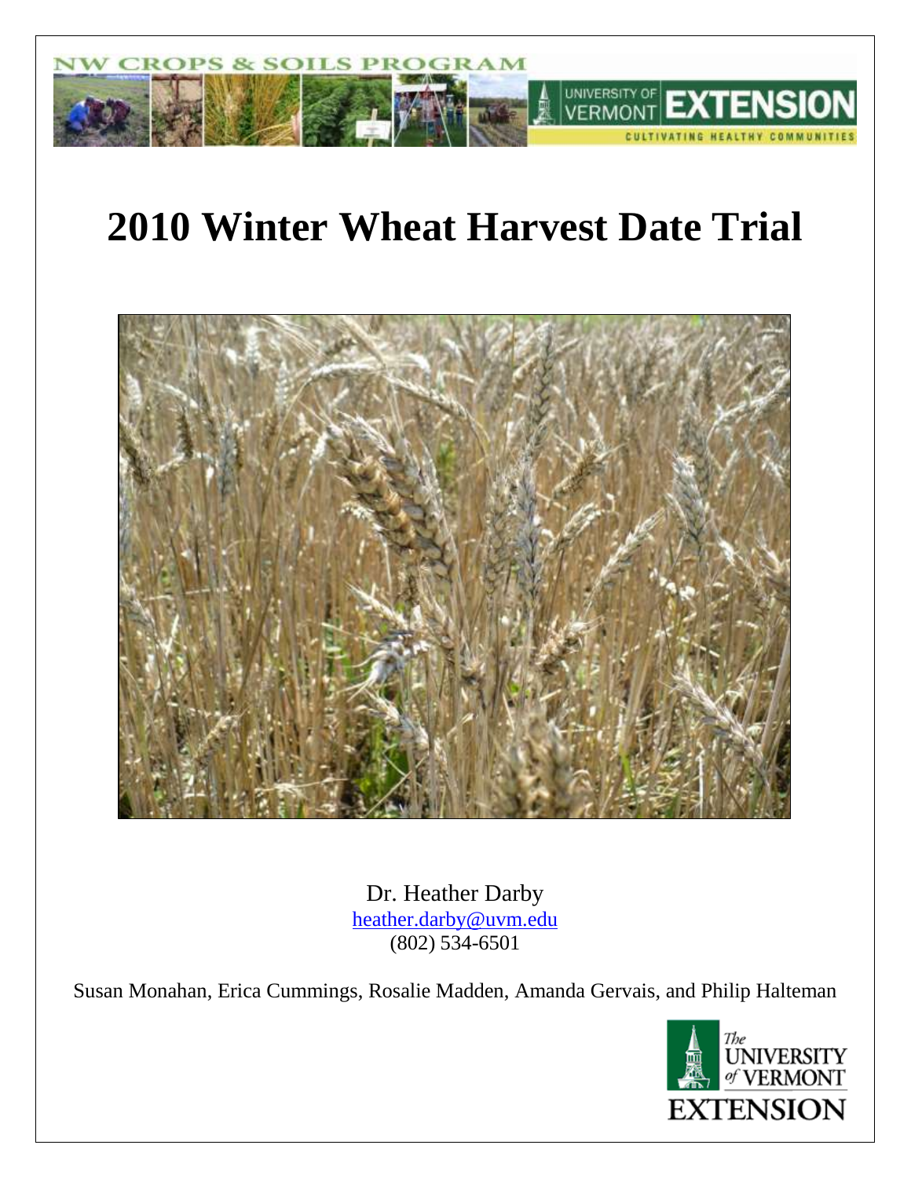NW CROPS & SOILS PROGRAM

UNIVERSITY OF VERMONT EXTENSION

CULTIVATING HEALTHY COMMUNITIES

# 2010 Winter Wheat Harvest Date Trial

Dr. Heather Darby
heather.darby@uvm.edu
(802) 534-6501

Susan Monahan, Erica Cummings, Rosalie Madden, Amanda Gervais, and Philip Halteman

The UNIVERSITY of VERMONT EXTENSION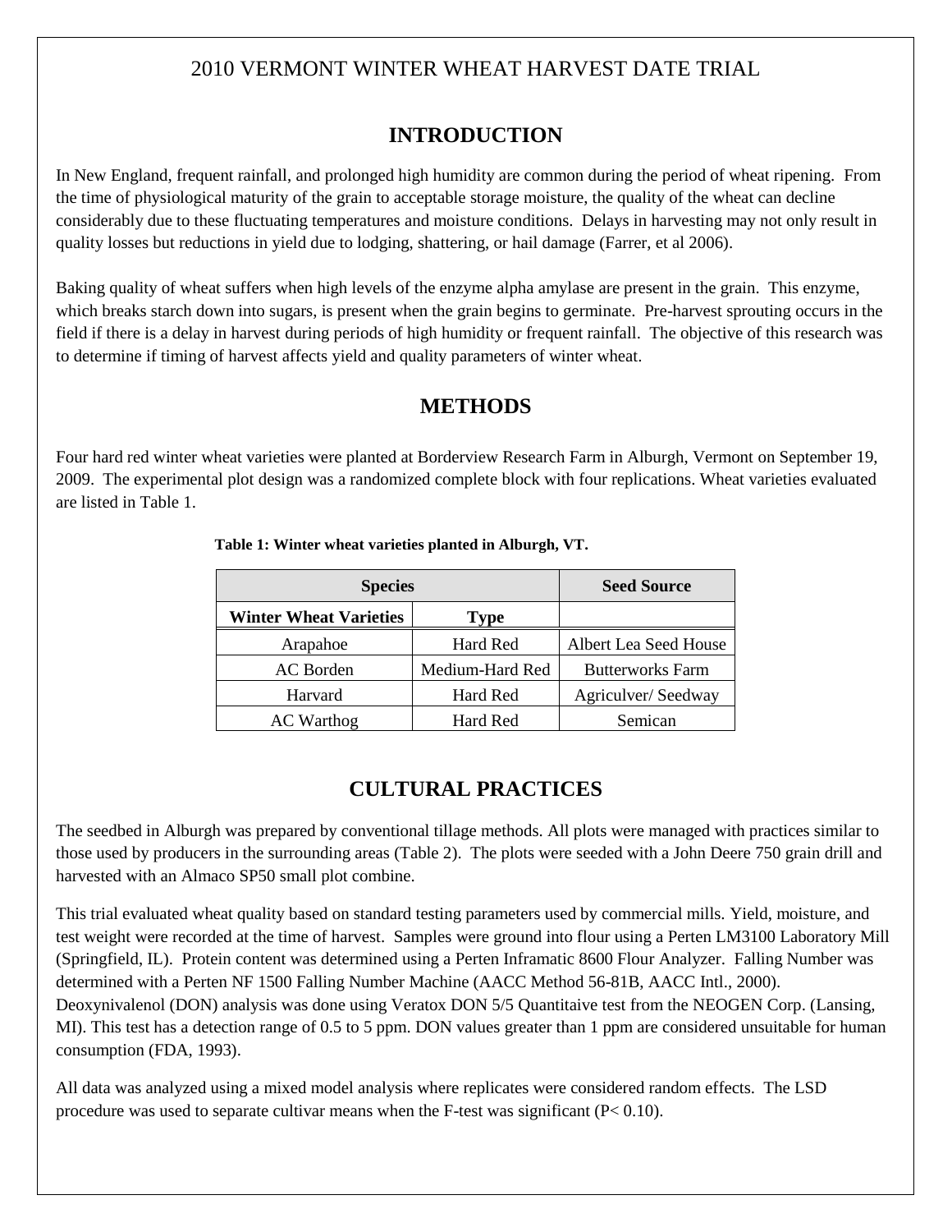# 2010 VERMONT WINTER WHEAT HARVEST DATE TRIAL

## INTRODUCTION

In New England, frequent rainfall, and prolonged high humidity are common during the period of wheat ripening. From the time of physiological maturity of the grain to acceptable storage moisture, the quality of the wheat can decline considerably due to these fluctuating temperatures and moisture conditions. Delays in harvesting may not only result in quality losses but reductions in yield due to lodging, shattering, or hail damage (Farrer, et al 2006).

Baking quality of wheat suffers when high levels of the enzyme alpha amylase are present in the grain. This enzyme, which breaks starch down into sugars, is present when the grain begins to germinate. Pre-harvest sprouting occurs in the field if there is a delay in harvest during periods of high humidity or frequent rainfall. The objective of this research was to determine if timing of harvest affects yield and quality parameters of winter wheat.

## METHODS

Four hard red winter wheat varieties were planted at Borderview Research Farm in Alburgh, Vermont on September 19, 2009. The experimental plot design was a randomized complete block with four replications. Wheat varieties evaluated are listed in Table 1.

**Table 1: Winter wheat varieties planted in Alburgh, VT.**

| Species | | Seed Source |
|---|---|---|
| **Winter Wheat Varieties** | **Type** | |
| Arapahoe | Hard Red | Albert Lea Seed House |
| AC Borden | Medium-Hard Red | Butterworks Farm |
| Harvard | Hard Red | Agriculver/ Seedway |
| AC Warthog | Hard Red | Semican |

## CULTURAL PRACTICES

The seedbed in Alburgh was prepared by conventional tillage methods. All plots were managed with practices similar to those used by producers in the surrounding areas (Table 2). The plots were seeded with a John Deere 750 grain drill and harvested with an Almaco SP50 small plot combine.

This trial evaluated wheat quality based on standard testing parameters used by commercial mills. Yield, moisture, and test weight were recorded at the time of harvest. Samples were ground into flour using a Perten LM3100 Laboratory Mill (Springfield, IL). Protein content was determined using a Perten Inframatic 8600 Flour Analyzer. Falling Number was determined with a Perten NF 1500 Falling Number Machine (AACC Method 56-81B, AACC Intl., 2000). Deoxynivalenol (DON) analysis was done using Veratox DON 5/5 Quantitaive test from the NEOGEN Corp. (Lansing, MI). This test has a detection range of 0.5 to 5 ppm. DON values greater than 1 ppm are considered unsuitable for human consumption (FDA, 1993).

All data was analyzed using a mixed model analysis where replicates were considered random effects. The LSD procedure was used to separate cultivar means when the F-test was significant ($P < 0.10$).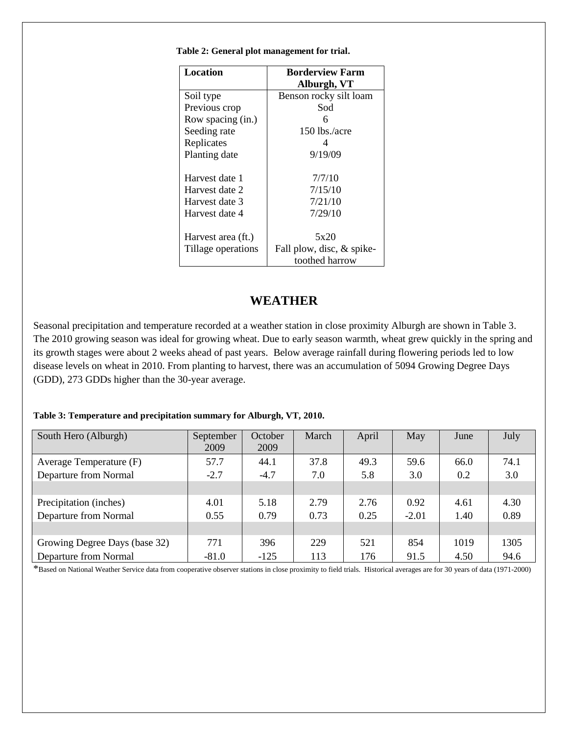**Table 2: General plot management for trial.**

| Location | Borderview Farm Alburgh, VT |
|---|---|
| Soil type | Benson rocky silt loam |
| Previous crop | Sod |
| Row spacing (in.) | 6 |
| Seeding rate | 150 lbs./acre |
| Replicates | 4 |
| Planting date | 9/19/09 |
| | |
| Harvest date 1 | 7/7/10 |
| Harvest date 2 | 7/15/10 |
| Harvest date 3 | 7/21/10 |
| Harvest date 4 | 7/29/10 |
| | |
| Harvest area (ft.) | 5x20 |
| Tillage operations | Fall plow, disc, & spike-toothed harrow |

## WEATHER

Seasonal precipitation and temperature recorded at a weather station in close proximity Alburgh are shown in Table 3. The 2010 growing season was ideal for growing wheat. Due to early season warmth, wheat grew quickly in the spring and its growth stages were about 2 weeks ahead of past years. Below average rainfall during flowering periods led to low disease levels on wheat in 2010. From planting to harvest, there was an accumulation of 5094 Growing Degree Days (GDD), 273 GDDs higher than the 30-year average.

**Table 3: Temperature and precipitation summary for Alburgh, VT, 2010.**

| South Hero (Alburgh) | September 2009 | October 2009 | March | April | May | June | July |
|---|---|---|---|---|---|---|---|
| Average Temperature (F) | 57.7 | 44.1 | 37.8 | 49.3 | 59.6 | 66.0 | 74.1 |
| Departure from Normal | -2.7 | -4.7 | 7.0 | 5.8 | 3.0 | 0.2 | 3.0 |
| | | | | | | | |
| Precipitation (inches) | 4.01 | 5.18 | 2.79 | 2.76 | 0.92 | 4.61 | 4.30 |
| Departure from Normal | 0.55 | 0.79 | 0.73 | 0.25 | -2.01 | 1.40 | 0.89 |
| | | | | | | | |
| Growing Degree Days (base 32) | 771 | 396 | 229 | 521 | 854 | 1019 | 1305 |
| Departure from Normal | -81.0 | -125 | 113 | 176 | 91.5 | 4.50 | 94.6 |

*Based on National Weather Service data from cooperative observer stations in close proximity to field trials. Historical averages are for 30 years of data (1971-2000)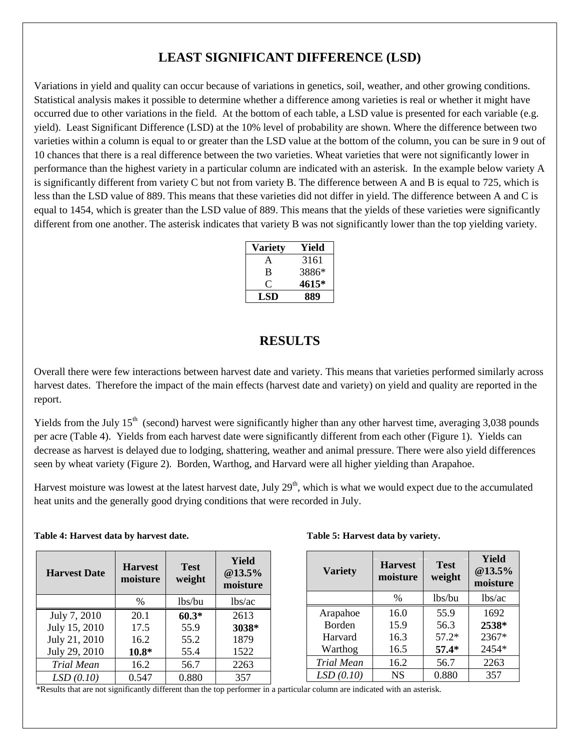## LEAST SIGNIFICANT DIFFERENCE (LSD)

Variations in yield and quality can occur because of variations in genetics, soil, weather, and other growing conditions. Statistical analysis makes it possible to determine whether a difference among varieties is real or whether it might have occurred due to other variations in the field. At the bottom of each table, a LSD value is presented for each variable (e.g. yield). Least Significant Difference (LSD) at the 10% level of probability are shown. Where the difference between two varieties within a column is equal to or greater than the LSD value at the bottom of the column, you can be sure in 9 out of 10 chances that there is a real difference between the two varieties. Wheat varieties that were not significantly lower in performance than the highest variety in a particular column are indicated with an asterisk. In the example below variety A is significantly different from variety C but not from variety B. The difference between A and B is equal to 725, which is less than the LSD value of 889. This means that these varieties did not differ in yield. The difference between A and C is equal to 1454, which is greater than the LSD value of 889. This means that the yields of these varieties were significantly different from one another. The asterisk indicates that variety B was not significantly lower than the top yielding variety.

| Variety | Yield |
|---|---|
| A | 3161 |
| B | 3886* |
| C | **4615*** |
| **LSD** | **889** |

## RESULTS

Overall there were few interactions between harvest date and variety. This means that varieties performed similarly across harvest dates. Therefore the impact of the main effects (harvest date and variety) on yield and quality are reported in the report.

Yields from the July 15th (second) harvest were significantly higher than any other harvest time, averaging 3,038 pounds per acre (Table 4). Yields from each harvest date were significantly different from each other (Figure 1). Yields can decrease as harvest is delayed due to lodging, shattering, weather and animal pressure. There were also yield differences seen by wheat variety (Figure 2). Borden, Warthog, and Harvard were all higher yielding than Arapahoe.

Harvest moisture was lowest at the latest harvest date, July 29th, which is what we would expect due to the accumulated heat units and the generally good drying conditions that were recorded in July.

**Table 4: Harvest data by harvest date.**

| Harvest Date | Harvest moisture | Test weight | Yield @13.5% moisture |
|---|---|---|---|
| | % | lbs/bu | lbs/ac |
| July 7, 2010 | 20.1 | **60.3*** | 2613 |
| July 15, 2010 | 17.5 | 55.9 | **3038*** |
| July 21, 2010 | 16.2 | 55.2 | 1879 |
| July 29, 2010 | **10.8*** | 55.4 | 1522 |
| *Trial Mean* | 16.2 | 56.7 | 2263 |
| *LSD (0.10)* | 0.547 | 0.880 | 357 |

**Table 5: Harvest data by variety.**

| Variety | Harvest moisture | Test weight | Yield @13.5% moisture |
|---|---|---|---|
| | % | lbs/bu | lbs/ac |
| Arapahoe | 16.0 | 55.9 | 1692 |
| Borden | 15.9 | 56.3 | **2538*** |
| Harvard | 16.3 | 57.2* | 2367* |
| Warthog | 16.5 | **57.4*** | 2454* |
| *Trial Mean* | 16.2 | 56.7 | 2263 |
| *LSD (0.10)* | NS | 0.880 | 357 |

*Results that are not significantly different than the top performer in a particular column are indicated with an asterisk.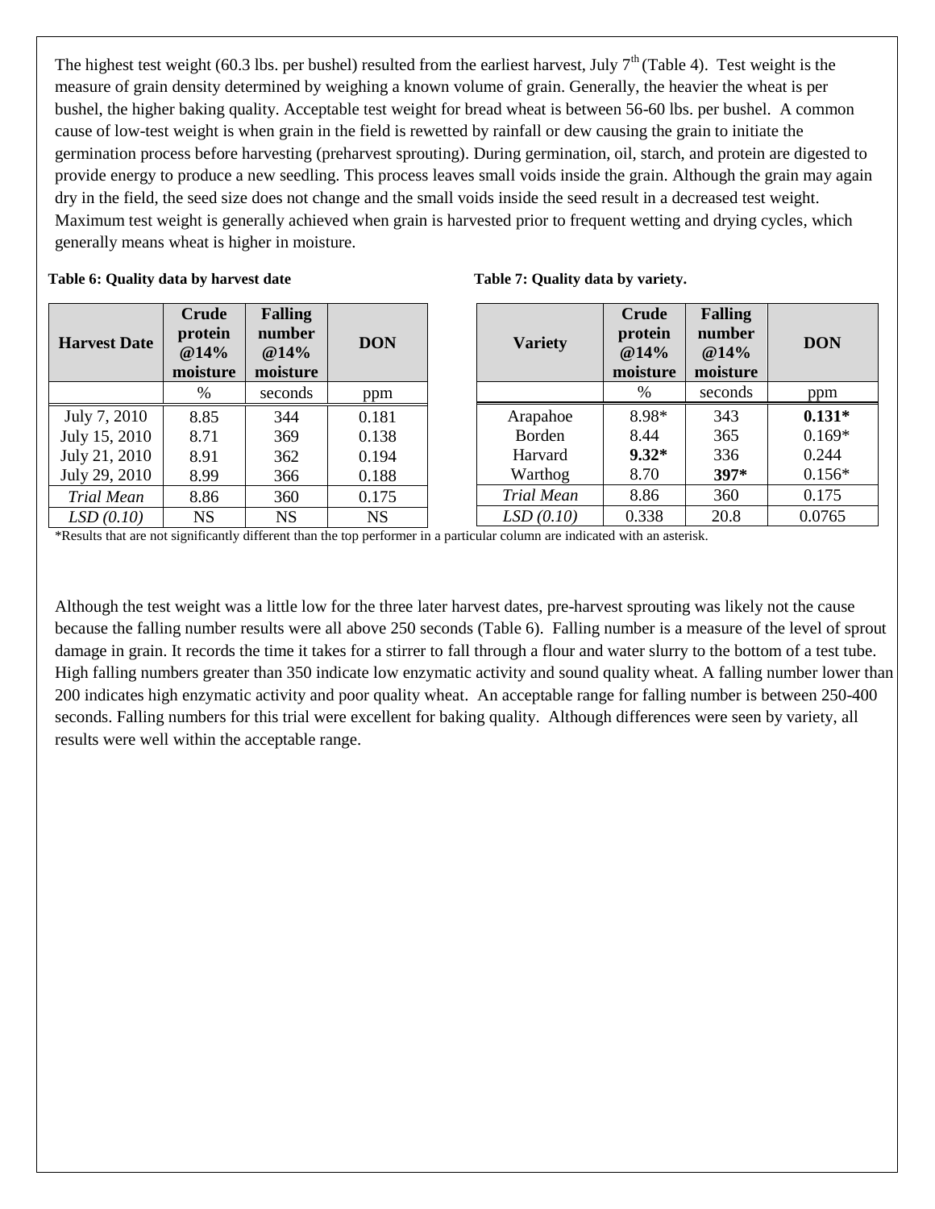The highest test weight (60.3 lbs. per bushel) resulted from the earliest harvest, July 7th (Table 4). Test weight is the measure of grain density determined by weighing a known volume of grain. Generally, the heavier the wheat is per bushel, the higher baking quality. Acceptable test weight for bread wheat is between 56-60 lbs. per bushel. A common cause of low-test weight is when grain in the field is rewetted by rainfall or dew causing the grain to initiate the germination process before harvesting (preharvest sprouting). During germination, oil, starch, and protein are digested to provide energy to produce a new seedling. This process leaves small voids inside the grain. Although the grain may again dry in the field, the seed size does not change and the small voids inside the seed result in a decreased test weight. Maximum test weight is generally achieved when grain is harvested prior to frequent wetting and drying cycles, which generally means wheat is higher in moisture.

**Table 6: Quality data by harvest date**

| Harvest Date | Crude protein @14% moisture | Falling number @14% moisture | DON |
|---|---|---|---|
| | % | seconds | ppm |
| July 7, 2010 | 8.85 | 344 | 0.181 |
| July 15, 2010 | 8.71 | 369 | 0.138 |
| July 21, 2010 | 8.91 | 362 | 0.194 |
| July 29, 2010 | 8.99 | 366 | 0.188 |
| *Trial Mean* | 8.86 | 360 | 0.175 |
| *LSD (0.10)* | NS | NS | NS |

**Table 7: Quality data by variety.**

| Variety | Crude protein @14% moisture | Falling number @14% moisture | DON |
|---|---|---|---|
| | % | seconds | ppm |
| Arapahoe | 8.98* | 343 | **0.131*** |
| Borden | 8.44 | 365 | 0.169* |
| Harvard | **9.32*** | 336 | 0.244 |
| Warthog | 8.70 | **397*** | 0.156* |
| *Trial Mean* | 8.86 | 360 | 0.175 |
| *LSD (0.10)* | 0.338 | 20.8 | 0.0765 |

*Results that are not significantly different than the top performer in a particular column are indicated with an asterisk.

Although the test weight was a little low for the three later harvest dates, pre-harvest sprouting was likely not the cause because the falling number results were all above 250 seconds (Table 6). Falling number is a measure of the level of sprout damage in grain. It records the time it takes for a stirrer to fall through a flour and water slurry to the bottom of a test tube. High falling numbers greater than 350 indicate low enzymatic activity and sound quality wheat. A falling number lower than 200 indicates high enzymatic activity and poor quality wheat. An acceptable range for falling number is between 250-400 seconds. Falling numbers for this trial were excellent for baking quality. Although differences were seen by variety, all results were well within the acceptable range.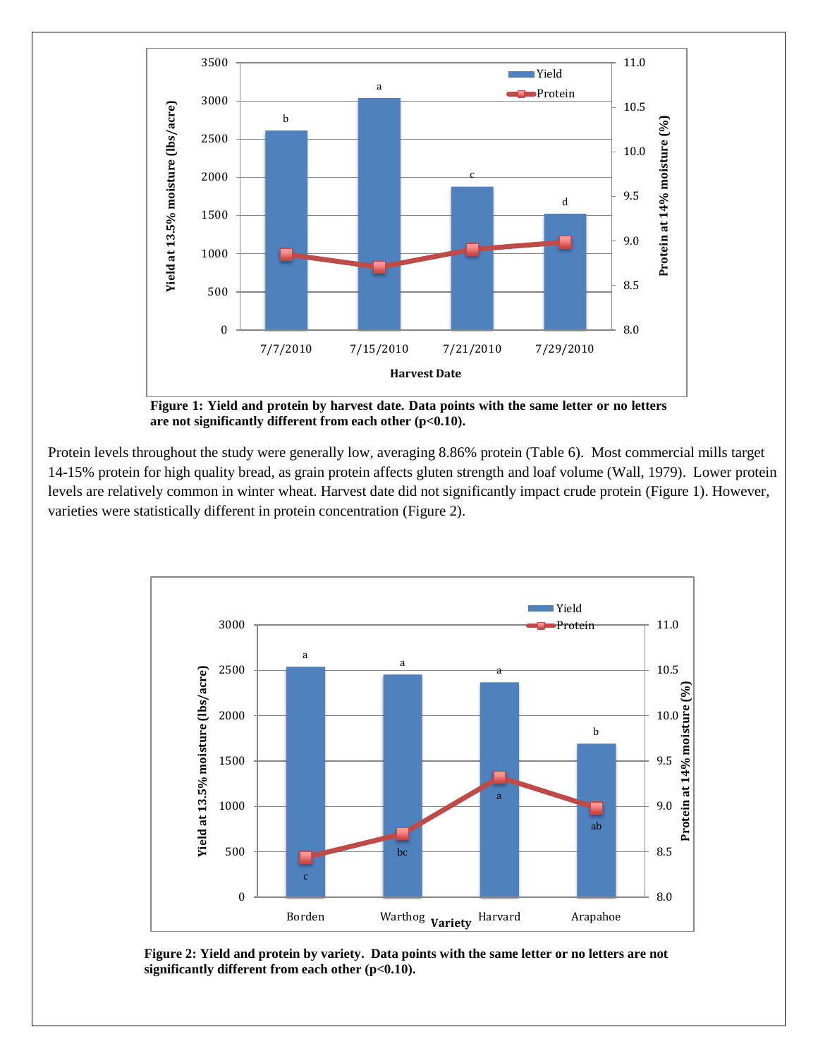**Figure 1: Yield and protein by harvest date. Data points with the same letter or no letters are not significantly different from each other (p<0.10).**

Protein levels throughout the study were generally low, averaging 8.86% protein (Table 6). Most commercial mills target 14-15% protein for high quality bread, as grain protein affects gluten strength and loaf volume (Wall, 1979). Lower protein levels are relatively common in winter wheat. Harvest date did not significantly impact crude protein (Figure 1). However, varieties were statistically different in protein concentration (Figure 2).

**Figure 2: Yield and protein by variety. Data points with the same letter or no letters are not significantly different from each other (p<0.10).**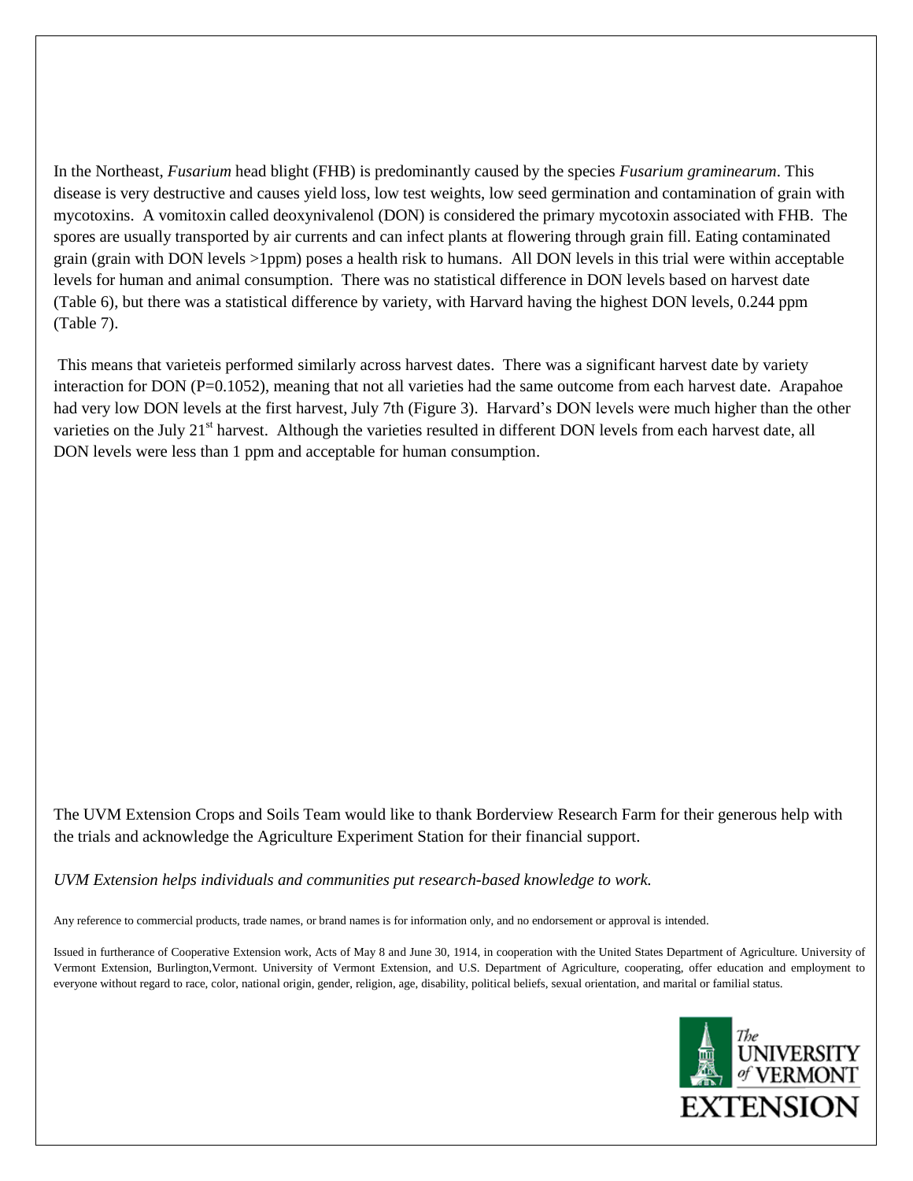In the Northeast, *Fusarium* head blight (FHB) is predominantly caused by the species *Fusarium graminearum*. This disease is very destructive and causes yield loss, low test weights, low seed germination and contamination of grain with mycotoxins. A vomitoxin called deoxynivalenol (DON) is considered the primary mycotoxin associated with FHB. The spores are usually transported by air currents and can infect plants at flowering through grain fill. Eating contaminated grain (grain with DON levels >1ppm) poses a health risk to humans. All DON levels in this trial were within acceptable levels for human and animal consumption. There was no statistical difference in DON levels based on harvest date (Table 6), but there was a statistical difference by variety, with Harvard having the highest DON levels, 0.244 ppm (Table 7).

This means that varieteis performed similarly across harvest dates. There was a significant harvest date by variety interaction for DON (P=0.1052), meaning that not all varieties had the same outcome from each harvest date. Arapahoe had very low DON levels at the first harvest, July 7th (Figure 3). Harvard's DON levels were much higher than the other varieties on the July 21st harvest. Although the varieties resulted in different DON levels from each harvest date, all DON levels were less than 1 ppm and acceptable for human consumption.

The UVM Extension Crops and Soils Team would like to thank Borderview Research Farm for their generous help with the trials and acknowledge the Agriculture Experiment Station for their financial support.

*UVM Extension helps individuals and communities put research-based knowledge to work.*

Any reference to commercial products, trade names, or brand names is for information only, and no endorsement or approval is intended.

Issued in furtherance of Cooperative Extension work, Acts of May 8 and June 30, 1914, in cooperation with the United States Department of Agriculture. University of Vermont Extension, Burlington,Vermont. University of Vermont Extension, and U.S. Department of Agriculture, cooperating, offer education and employment to everyone without regard to race, color, national origin, gender, religion, age, disability, political beliefs, sexual orientation, and marital or familial status.

The UNIVERSITY of VERMONT EXTENSION